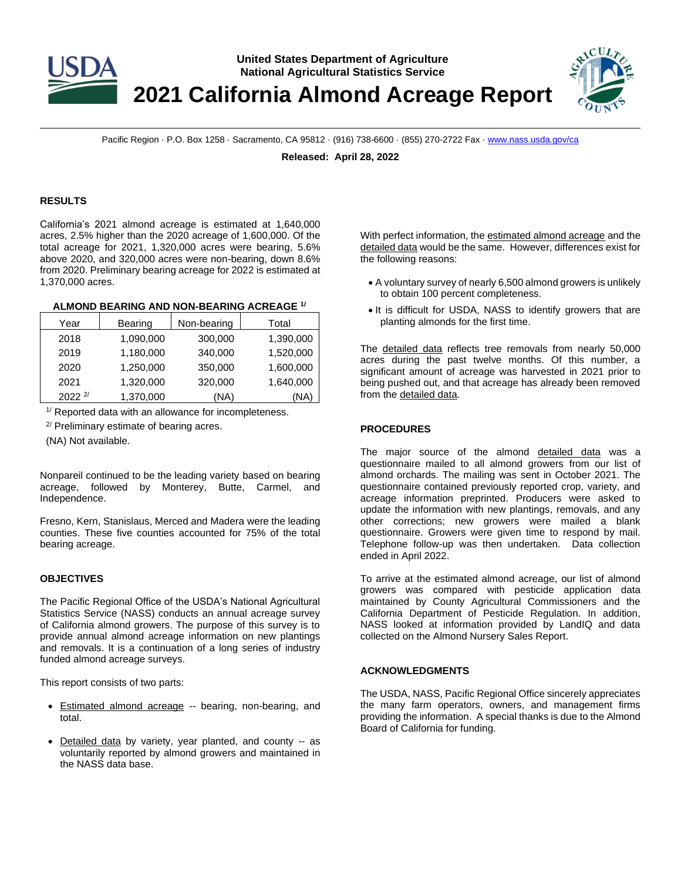United States Department of Agriculture
National Agricultural Statistics Service

# 2021 California Almond Acreage Report

Pacific Region · P.O. Box 1258 · Sacramento, CA 95812 · (916) 738-6600 · (855) 270-2722 Fax · www.nass.usda.gov/ca

**Released: April 28, 2022**

## RESULTS

California's 2021 almond acreage is estimated at 1,640,000 acres, 2.5% higher than the 2020 acreage of 1,600,000. Of the total acreage for 2021, 1,320,000 acres were bearing, 5.6% above 2020, and 320,000 acres were non-bearing, down 8.6% from 2020. Preliminary bearing acreage for 2022 is estimated at 1,370,000 acres.

**ALMOND BEARING AND NON-BEARING ACREAGE [1/]**

| Year | Bearing | Non-bearing | Total |
|---|---|---|---|
| 2018 | 1,090,000 | 300,000 | 1,390,000 |
| 2019 | 1,180,000 | 340,000 | 1,520,000 |
| 2020 | 1,250,000 | 350,000 | 1,600,000 |
| 2021 | 1,320,000 | 320,000 | 1,640,000 |
| 2022 [2/] | 1,370,000 | (NA) | (NA) |

[1/] Reported data with an allowance for incompleteness.

[2/] Preliminary estimate of bearing acres.

(NA) Not available.

Nonpareil continued to be the leading variety based on bearing acreage, followed by Monterey, Butte, Carmel, and Independence.

Fresno, Kern, Stanislaus, Merced and Madera were the leading counties. These five counties accounted for 75% of the total bearing acreage.

## OBJECTIVES

The Pacific Regional Office of the USDA's National Agricultural Statistics Service (NASS) conducts an annual acreage survey of California almond growers. The purpose of this survey is to provide annual almond acreage information on new plantings and removals. It is a continuation of a long series of industry funded almond acreage surveys.

This report consists of two parts:

- Estimated almond acreage -- bearing, non-bearing, and total.
- Detailed data by variety, year planted, and county -- as voluntarily reported by almond growers and maintained in the NASS data base.

With perfect information, the estimated almond acreage and the detailed data would be the same. However, differences exist for the following reasons:

- A voluntary survey of nearly 6,500 almond growers is unlikely to obtain 100 percent completeness.
- It is difficult for USDA, NASS to identify growers that are planting almonds for the first time.

The detailed data reflects tree removals from nearly 50,000 acres during the past twelve months. Of this number, a significant amount of acreage was harvested in 2021 prior to being pushed out, and that acreage has already been removed from the detailed data.

## PROCEDURES

The major source of the almond detailed data was a questionnaire mailed to all almond growers from our list of almond orchards. The mailing was sent in October 2021. The questionnaire contained previously reported crop, variety, and acreage information preprinted. Producers were asked to update the information with new plantings, removals, and any other corrections; new growers were mailed a blank questionnaire. Growers were given time to respond by mail. Telephone follow-up was then undertaken. Data collection ended in April 2022.

To arrive at the estimated almond acreage, our list of almond growers was compared with pesticide application data maintained by County Agricultural Commissioners and the California Department of Pesticide Regulation. In addition, NASS looked at information provided by LandIQ and data collected on the Almond Nursery Sales Report.

## ACKNOWLEDGMENTS

The USDA, NASS, Pacific Regional Office sincerely appreciates the many farm operators, owners, and management firms providing the information. A special thanks is due to the Almond Board of California for funding.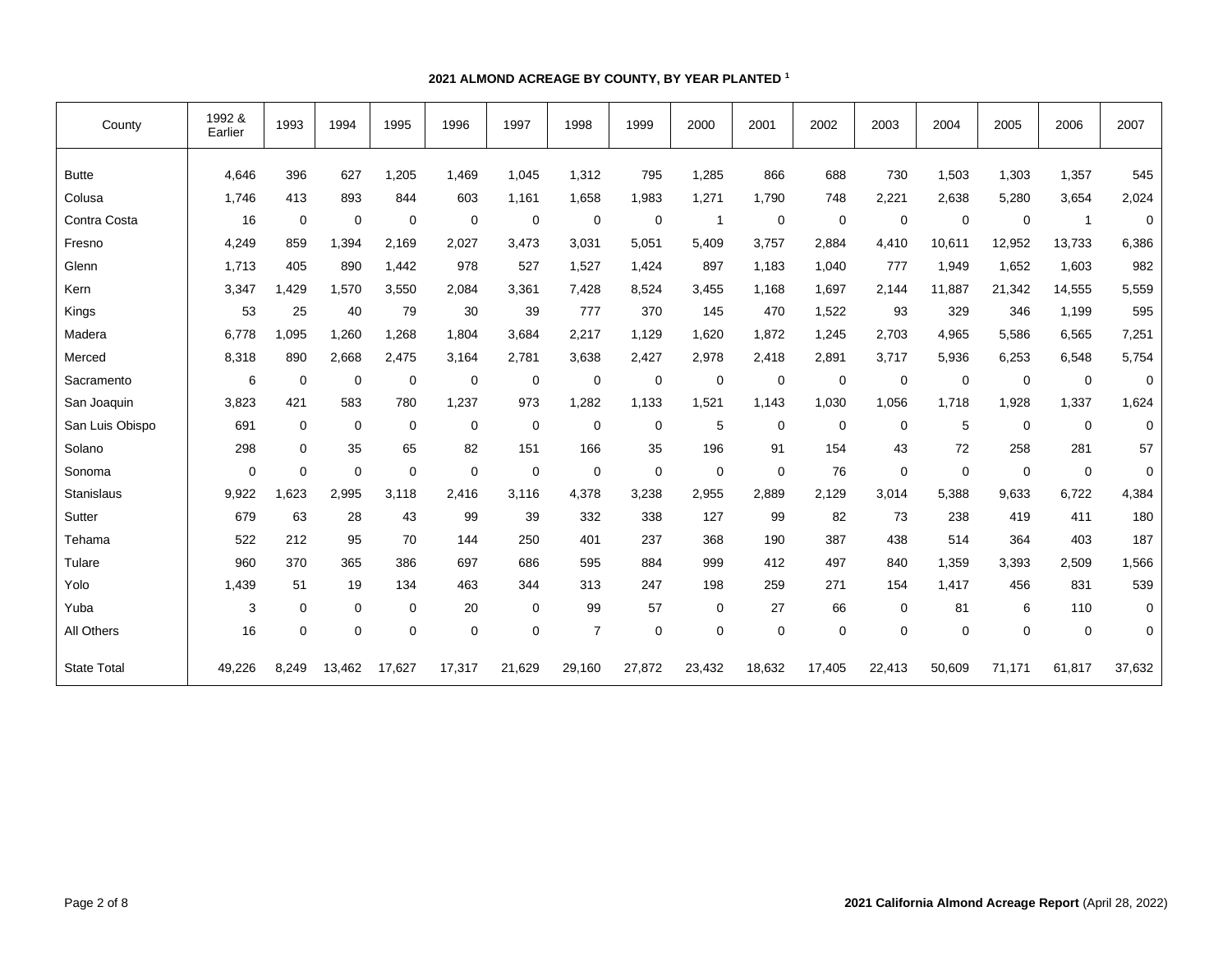**2021 ALMOND ACREAGE BY COUNTY, BY YEAR PLANTED [1]**

| County | 1992 & Earlier | 1993 | 1994 | 1995 | 1996 | 1997 | 1998 | 1999 | 2000 | 2001 | 2002 | 2003 | 2004 | 2005 | 2006 | 2007 |
|---|---|---|---|---|---|---|---|---|---|---|---|---|---|---|---|---|
| Butte | 4,646 | 396 | 627 | 1,205 | 1,469 | 1,045 | 1,312 | 795 | 1,285 | 866 | 688 | 730 | 1,503 | 1,303 | 1,357 | 545 |
| Colusa | 1,746 | 413 | 893 | 844 | 603 | 1,161 | 1,658 | 1,983 | 1,271 | 1,790 | 748 | 2,221 | 2,638 | 5,280 | 3,654 | 2,024 |
| Contra Costa | 16 | 0 | 0 | 0 | 0 | 0 | 0 | 0 | 1 | 0 | 0 | 0 | 0 | 0 | 1 | 0 |
| Fresno | 4,249 | 859 | 1,394 | 2,169 | 2,027 | 3,473 | 3,031 | 5,051 | 5,409 | 3,757 | 2,884 | 4,410 | 10,611 | 12,952 | 13,733 | 6,386 |
| Glenn | 1,713 | 405 | 890 | 1,442 | 978 | 527 | 1,527 | 1,424 | 897 | 1,183 | 1,040 | 777 | 1,949 | 1,652 | 1,603 | 982 |
| Kern | 3,347 | 1,429 | 1,570 | 3,550 | 2,084 | 3,361 | 7,428 | 8,524 | 3,455 | 1,168 | 1,697 | 2,144 | 11,887 | 21,342 | 14,555 | 5,559 |
| Kings | 53 | 25 | 40 | 79 | 30 | 39 | 777 | 370 | 145 | 470 | 1,522 | 93 | 329 | 346 | 1,199 | 595 |
| Madera | 6,778 | 1,095 | 1,260 | 1,268 | 1,804 | 3,684 | 2,217 | 1,129 | 1,620 | 1,872 | 1,245 | 2,703 | 4,965 | 5,586 | 6,565 | 7,251 |
| Merced | 8,318 | 890 | 2,668 | 2,475 | 3,164 | 2,781 | 3,638 | 2,427 | 2,978 | 2,418 | 2,891 | 3,717 | 5,936 | 6,253 | 6,548 | 5,754 |
| Sacramento | 6 | 0 | 0 | 0 | 0 | 0 | 0 | 0 | 0 | 0 | 0 | 0 | 0 | 0 | 0 | 0 |
| San Joaquin | 3,823 | 421 | 583 | 780 | 1,237 | 973 | 1,282 | 1,133 | 1,521 | 1,143 | 1,030 | 1,056 | 1,718 | 1,928 | 1,337 | 1,624 |
| San Luis Obispo | 691 | 0 | 0 | 0 | 0 | 0 | 0 | 0 | 5 | 0 | 0 | 0 | 5 | 0 | 0 | 0 |
| Solano | 298 | 0 | 35 | 65 | 82 | 151 | 166 | 35 | 196 | 91 | 154 | 43 | 72 | 258 | 281 | 57 |
| Sonoma | 0 | 0 | 0 | 0 | 0 | 0 | 0 | 0 | 0 | 0 | 76 | 0 | 0 | 0 | 0 | 0 |
| Stanislaus | 9,922 | 1,623 | 2,995 | 3,118 | 2,416 | 3,116 | 4,378 | 3,238 | 2,955 | 2,889 | 2,129 | 3,014 | 5,388 | 9,633 | 6,722 | 4,384 |
| Sutter | 679 | 63 | 28 | 43 | 99 | 39 | 332 | 338 | 127 | 99 | 82 | 73 | 238 | 419 | 411 | 180 |
| Tehama | 522 | 212 | 95 | 70 | 144 | 250 | 401 | 237 | 368 | 190 | 387 | 438 | 514 | 364 | 403 | 187 |
| Tulare | 960 | 370 | 365 | 386 | 697 | 686 | 595 | 884 | 999 | 412 | 497 | 840 | 1,359 | 3,393 | 2,509 | 1,566 |
| Yolo | 1,439 | 51 | 19 | 134 | 463 | 344 | 313 | 247 | 198 | 259 | 271 | 154 | 1,417 | 456 | 831 | 539 |
| Yuba | 3 | 0 | 0 | 0 | 20 | 0 | 99 | 57 | 0 | 27 | 66 | 0 | 81 | 6 | 110 | 0 |
| All Others | 16 | 0 | 0 | 0 | 0 | 0 | 7 | 0 | 0 | 0 | 0 | 0 | 0 | 0 | 0 | 0 |
| State Total | 49,226 | 8,249 | 13,462 | 17,627 | 17,317 | 21,629 | 29,160 | 27,872 | 23,432 | 18,632 | 17,405 | 22,413 | 50,609 | 71,171 | 61,817 | 37,632 |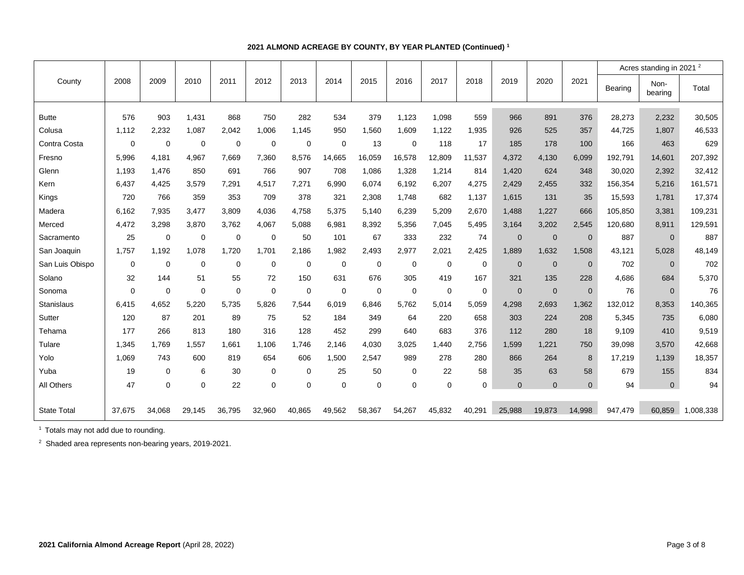**2021 ALMOND ACREAGE BY COUNTY, BY YEAR PLANTED (Continued)** [1]

| County | 2008 | 2009 | 2010 | 2011 | 2012 | 2013 | 2014 | 2015 | 2016 | 2017 | 2018 | 2019 | 2020 | 2021 | Acres standing in 2021 [2] | | |
|---|---|---|---|---|---|---|---|---|---|---|---|---|---|---|---|---|---|
| | | | | | | | | | | | | | | | Bearing | Non-bearing | Total |
| Butte | 576 | 903 | 1,431 | 868 | 750 | 282 | 534 | 379 | 1,123 | 1,098 | 559 | 966 | 891 | 376 | 28,273 | 2,232 | 30,505 |
| Colusa | 1,112 | 2,232 | 1,087 | 2,042 | 1,006 | 1,145 | 950 | 1,560 | 1,609 | 1,122 | 1,935 | 926 | 525 | 357 | 44,725 | 1,807 | 46,533 |
| Contra Costa | 0 | 0 | 0 | 0 | 0 | 0 | 0 | 13 | 0 | 118 | 17 | 185 | 178 | 100 | 166 | 463 | 629 |
| Fresno | 5,996 | 4,181 | 4,967 | 7,669 | 7,360 | 8,576 | 14,665 | 16,059 | 16,578 | 12,809 | 11,537 | 4,372 | 4,130 | 6,099 | 192,791 | 14,601 | 207,392 |
| Glenn | 1,193 | 1,476 | 850 | 691 | 766 | 907 | 708 | 1,086 | 1,328 | 1,214 | 814 | 1,420 | 624 | 348 | 30,020 | 2,392 | 32,412 |
| Kern | 6,437 | 4,425 | 3,579 | 7,291 | 4,517 | 7,271 | 6,990 | 6,074 | 6,192 | 6,207 | 4,275 | 2,429 | 2,455 | 332 | 156,354 | 5,216 | 161,571 |
| Kings | 720 | 766 | 359 | 353 | 709 | 378 | 321 | 2,308 | 1,748 | 682 | 1,137 | 1,615 | 131 | 35 | 15,593 | 1,781 | 17,374 |
| Madera | 6,162 | 7,935 | 3,477 | 3,809 | 4,036 | 4,758 | 5,375 | 5,140 | 6,239 | 5,209 | 2,670 | 1,488 | 1,227 | 666 | 105,850 | 3,381 | 109,231 |
| Merced | 4,472 | 3,298 | 3,870 | 3,762 | 4,067 | 5,088 | 6,981 | 8,392 | 5,356 | 7,045 | 5,495 | 3,164 | 3,202 | 2,545 | 120,680 | 8,911 | 129,591 |
| Sacramento | 25 | 0 | 0 | 0 | 0 | 50 | 101 | 67 | 333 | 232 | 74 | 0 | 0 | 0 | 887 | 0 | 887 |
| San Joaquin | 1,757 | 1,192 | 1,078 | 1,720 | 1,701 | 2,186 | 1,982 | 2,493 | 2,977 | 2,021 | 2,425 | 1,889 | 1,632 | 1,508 | 43,121 | 5,028 | 48,149 |
| San Luis Obispo | 0 | 0 | 0 | 0 | 0 | 0 | 0 | 0 | 0 | 0 | 0 | 0 | 0 | 0 | 702 | 0 | 702 |
| Solano | 32 | 144 | 51 | 55 | 72 | 150 | 631 | 676 | 305 | 419 | 167 | 321 | 135 | 228 | 4,686 | 684 | 5,370 |
| Sonoma | 0 | 0 | 0 | 0 | 0 | 0 | 0 | 0 | 0 | 0 | 0 | 0 | 0 | 0 | 76 | 0 | 76 |
| Stanislaus | 6,415 | 4,652 | 5,220 | 5,735 | 5,826 | 7,544 | 6,019 | 6,846 | 5,762 | 5,014 | 5,059 | 4,298 | 2,693 | 1,362 | 132,012 | 8,353 | 140,365 |
| Sutter | 120 | 87 | 201 | 89 | 75 | 52 | 184 | 349 | 64 | 220 | 658 | 303 | 224 | 208 | 5,345 | 735 | 6,080 |
| Tehama | 177 | 266 | 813 | 180 | 316 | 128 | 452 | 299 | 640 | 683 | 376 | 112 | 280 | 18 | 9,109 | 410 | 9,519 |
| Tulare | 1,345 | 1,769 | 1,557 | 1,661 | 1,106 | 1,746 | 2,146 | 4,030 | 3,025 | 1,440 | 2,756 | 1,599 | 1,221 | 750 | 39,098 | 3,570 | 42,668 |
| Yolo | 1,069 | 743 | 600 | 819 | 654 | 606 | 1,500 | 2,547 | 989 | 278 | 280 | 866 | 264 | 8 | 17,219 | 1,139 | 18,357 |
| Yuba | 19 | 0 | 6 | 30 | 0 | 0 | 25 | 50 | 0 | 22 | 58 | 35 | 63 | 58 | 679 | 155 | 834 |
| All Others | 47 | 0 | 0 | 22 | 0 | 0 | 0 | 0 | 0 | 0 | 0 | 0 | 0 | 0 | 94 | 0 | 94 |
| State Total | 37,675 | 34,068 | 29,145 | 36,795 | 32,960 | 40,865 | 49,562 | 58,367 | 54,267 | 45,832 | 40,291 | 25,988 | 19,873 | 14,998 | 947,479 | 60,859 | 1,008,338 |

[1] Totals may not add due to rounding.

[2] Shaded area represents non-bearing years, 2019-2021.

**2021 California Almond Acreage Report** (April 28, 2022)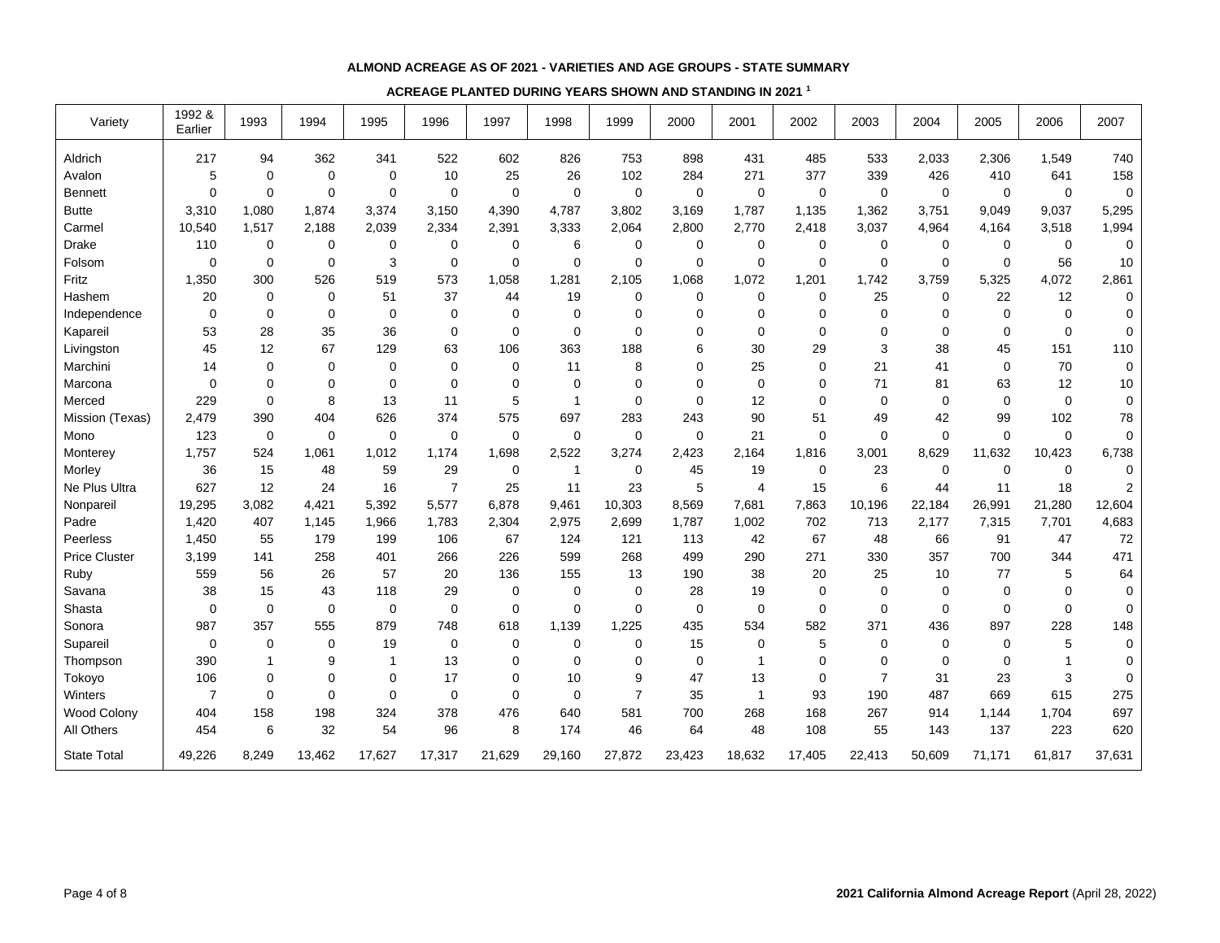**ALMOND ACREAGE AS OF 2021 - VARIETIES AND AGE GROUPS - STATE SUMMARY**

**ACREAGE PLANTED DURING YEARS SHOWN AND STANDING IN 2021 [1]**

| Variety | 1992 & Earlier | 1993 | 1994 | 1995 | 1996 | 1997 | 1998 | 1999 | 2000 | 2001 | 2002 | 2003 | 2004 | 2005 | 2006 | 2007 |
|---|---|---|---|---|---|---|---|---|---|---|---|---|---|---|---|---|
| Aldrich | 217 | 94 | 362 | 341 | 522 | 602 | 826 | 753 | 898 | 431 | 485 | 533 | 2,033 | 2,306 | 1,549 | 740 |
| Avalon | 5 | 0 | 0 | 0 | 10 | 25 | 26 | 102 | 284 | 271 | 377 | 339 | 426 | 410 | 641 | 158 |
| Bennett | 0 | 0 | 0 | 0 | 0 | 0 | 0 | 0 | 0 | 0 | 0 | 0 | 0 | 0 | 0 | 0 |
| Butte | 3,310 | 1,080 | 1,874 | 3,374 | 3,150 | 4,390 | 4,787 | 3,802 | 3,169 | 1,787 | 1,135 | 1,362 | 3,751 | 9,049 | 9,037 | 5,295 |
| Carmel | 10,540 | 1,517 | 2,188 | 2,039 | 2,334 | 2,391 | 3,333 | 2,064 | 2,800 | 2,770 | 2,418 | 3,037 | 4,964 | 4,164 | 3,518 | 1,994 |
| Drake | 110 | 0 | 0 | 0 | 0 | 0 | 6 | 0 | 0 | 0 | 0 | 0 | 0 | 0 | 0 | 0 |
| Folsom | 0 | 0 | 0 | 3 | 0 | 0 | 0 | 0 | 0 | 0 | 0 | 0 | 0 | 0 | 56 | 10 |
| Fritz | 1,350 | 300 | 526 | 519 | 573 | 1,058 | 1,281 | 2,105 | 1,068 | 1,072 | 1,201 | 1,742 | 3,759 | 5,325 | 4,072 | 2,861 |
| Hashem | 20 | 0 | 0 | 51 | 37 | 44 | 19 | 0 | 0 | 0 | 0 | 25 | 0 | 22 | 12 | 0 |
| Independence | 0 | 0 | 0 | 0 | 0 | 0 | 0 | 0 | 0 | 0 | 0 | 0 | 0 | 0 | 0 | 0 |
| Kapareil | 53 | 28 | 35 | 36 | 0 | 0 | 0 | 0 | 0 | 0 | 0 | 0 | 0 | 0 | 0 | 0 |
| Livingston | 45 | 12 | 67 | 129 | 63 | 106 | 363 | 188 | 6 | 30 | 29 | 3 | 38 | 45 | 151 | 110 |
| Marchini | 14 | 0 | 0 | 0 | 0 | 0 | 11 | 8 | 0 | 25 | 0 | 21 | 41 | 0 | 70 | 0 |
| Marcona | 0 | 0 | 0 | 0 | 0 | 0 | 0 | 0 | 0 | 0 | 0 | 71 | 81 | 63 | 12 | 10 |
| Merced | 229 | 0 | 8 | 13 | 11 | 5 | 1 | 0 | 0 | 12 | 0 | 0 | 0 | 0 | 0 | 0 |
| Mission (Texas) | 2,479 | 390 | 404 | 626 | 374 | 575 | 697 | 283 | 243 | 90 | 51 | 49 | 42 | 99 | 102 | 78 |
| Mono | 123 | 0 | 0 | 0 | 0 | 0 | 0 | 0 | 0 | 21 | 0 | 0 | 0 | 0 | 0 | 0 |
| Monterey | 1,757 | 524 | 1,061 | 1,012 | 1,174 | 1,698 | 2,522 | 3,274 | 2,423 | 2,164 | 1,816 | 3,001 | 8,629 | 11,632 | 10,423 | 6,738 |
| Morley | 36 | 15 | 48 | 59 | 29 | 0 | 1 | 0 | 45 | 19 | 0 | 23 | 0 | 0 | 0 | 0 |
| Ne Plus Ultra | 627 | 12 | 24 | 16 | 7 | 25 | 11 | 23 | 5 | 4 | 15 | 6 | 44 | 11 | 18 | 2 |
| Nonpareil | 19,295 | 3,082 | 4,421 | 5,392 | 5,577 | 6,878 | 9,461 | 10,303 | 8,569 | 7,681 | 7,863 | 10,196 | 22,184 | 26,991 | 21,280 | 12,604 |
| Padre | 1,420 | 407 | 1,145 | 1,966 | 1,783 | 2,304 | 2,975 | 2,699 | 1,787 | 1,002 | 702 | 713 | 2,177 | 7,315 | 7,701 | 4,683 |
| Peerless | 1,450 | 55 | 179 | 199 | 106 | 67 | 124 | 121 | 113 | 42 | 67 | 48 | 66 | 91 | 47 | 72 |
| Price Cluster | 3,199 | 141 | 258 | 401 | 266 | 226 | 599 | 268 | 499 | 290 | 271 | 330 | 357 | 700 | 344 | 471 |
| Ruby | 559 | 56 | 26 | 57 | 20 | 136 | 155 | 13 | 190 | 38 | 20 | 25 | 10 | 77 | 5 | 64 |
| Savana | 38 | 15 | 43 | 118 | 29 | 0 | 0 | 0 | 28 | 19 | 0 | 0 | 0 | 0 | 0 | 0 |
| Shasta | 0 | 0 | 0 | 0 | 0 | 0 | 0 | 0 | 0 | 0 | 0 | 0 | 0 | 0 | 0 | 0 |
| Sonora | 987 | 357 | 555 | 879 | 748 | 618 | 1,139 | 1,225 | 435 | 534 | 582 | 371 | 436 | 897 | 228 | 148 |
| Supareil | 0 | 0 | 0 | 19 | 0 | 0 | 0 | 0 | 15 | 0 | 5 | 0 | 0 | 0 | 5 | 0 |
| Thompson | 390 | 1 | 9 | 1 | 13 | 0 | 0 | 0 | 0 | 1 | 0 | 0 | 0 | 0 | 1 | 0 |
| Tokoyo | 106 | 0 | 0 | 0 | 17 | 0 | 10 | 9 | 47 | 13 | 0 | 7 | 31 | 23 | 3 | 0 |
| Winters | 7 | 0 | 0 | 0 | 0 | 0 | 0 | 7 | 35 | 1 | 93 | 190 | 487 | 669 | 615 | 275 |
| Wood Colony | 404 | 158 | 198 | 324 | 378 | 476 | 640 | 581 | 700 | 268 | 168 | 267 | 914 | 1,144 | 1,704 | 697 |
| All Others | 454 | 6 | 32 | 54 | 96 | 8 | 174 | 46 | 64 | 48 | 108 | 55 | 143 | 137 | 223 | 620 |
| State Total | 49,226 | 8,249 | 13,462 | 17,627 | 17,317 | 21,629 | 29,160 | 27,872 | 23,423 | 18,632 | 17,405 | 22,413 | 50,609 | 71,171 | 61,817 | 37,631 |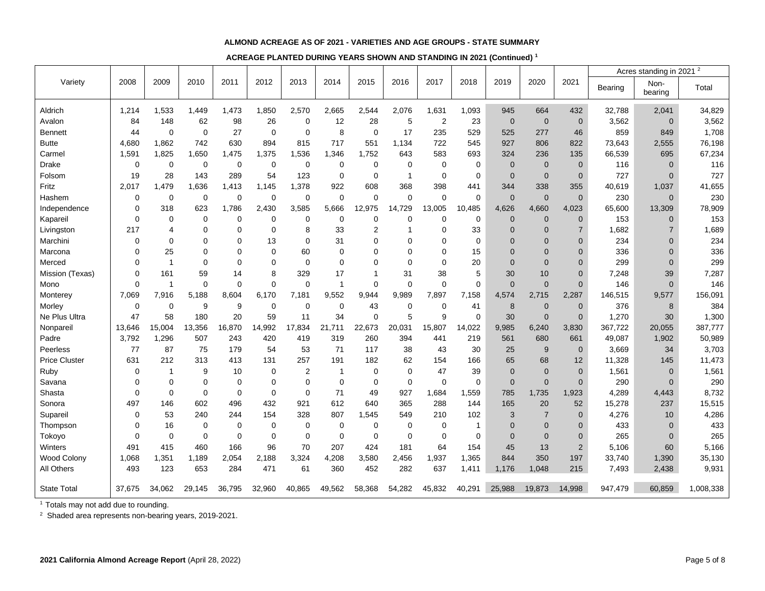**ALMOND ACREAGE AS OF 2021 - VARIETIES AND AGE GROUPS - STATE SUMMARY**

**ACREAGE PLANTED DURING YEARS SHOWN AND STANDING IN 2021 (Continued)** [1]

| Variety | 2008 | 2009 | 2010 | 2011 | 2012 | 2013 | 2014 | 2015 | 2016 | 2017 | 2018 | 2019 | 2020 | 2021 | Acres standing in 2021 [2] | | |
|---|---|---|---|---|---|---|---|---|---|---|---|---|---|---|---|---|---|
| | | | | | | | | | | | | | | | Bearing | Non-bearing | Total |
| Aldrich | 1,214 | 1,533 | 1,449 | 1,473 | 1,850 | 2,570 | 2,665 | 2,544 | 2,076 | 1,631 | 1,093 | 945 | 664 | 432 | 32,788 | 2,041 | 34,829 |
| Avalon | 84 | 148 | 62 | 98 | 26 | 0 | 12 | 28 | 5 | 2 | 23 | 0 | 0 | 0 | 3,562 | 0 | 3,562 |
| Bennett | 44 | 0 | 0 | 27 | 0 | 0 | 8 | 0 | 17 | 235 | 529 | 525 | 277 | 46 | 859 | 849 | 1,708 |
| Butte | 4,680 | 1,862 | 742 | 630 | 894 | 815 | 717 | 551 | 1,134 | 722 | 545 | 927 | 806 | 822 | 73,643 | 2,555 | 76,198 |
| Carmel | 1,591 | 1,825 | 1,650 | 1,475 | 1,375 | 1,536 | 1,346 | 1,752 | 643 | 583 | 693 | 324 | 236 | 135 | 66,539 | 695 | 67,234 |
| Drake | 0 | 0 | 0 | 0 | 0 | 0 | 0 | 0 | 0 | 0 | 0 | 0 | 0 | 0 | 116 | 0 | 116 |
| Folsom | 19 | 28 | 143 | 289 | 54 | 123 | 0 | 0 | 1 | 0 | 0 | 0 | 0 | 0 | 727 | 0 | 727 |
| Fritz | 2,017 | 1,479 | 1,636 | 1,413 | 1,145 | 1,378 | 922 | 608 | 368 | 398 | 441 | 344 | 338 | 355 | 40,619 | 1,037 | 41,655 |
| Hashem | 0 | 0 | 0 | 0 | 0 | 0 | 0 | 0 | 0 | 0 | 0 | 0 | 0 | 0 | 230 | 0 | 230 |
| Independence | 0 | 318 | 623 | 1,786 | 2,430 | 3,585 | 5,666 | 12,975 | 14,729 | 13,005 | 10,485 | 4,626 | 4,660 | 4,023 | 65,600 | 13,309 | 78,909 |
| Kapareil | 0 | 0 | 0 | 0 | 0 | 0 | 0 | 0 | 0 | 0 | 0 | 0 | 0 | 0 | 153 | 0 | 153 |
| Livingston | 217 | 4 | 0 | 0 | 0 | 8 | 33 | 2 | 1 | 0 | 33 | 0 | 0 | 7 | 1,682 | 7 | 1,689 |
| Marchini | 0 | 0 | 0 | 0 | 13 | 0 | 31 | 0 | 0 | 0 | 0 | 0 | 0 | 0 | 234 | 0 | 234 |
| Marcona | 0 | 25 | 0 | 0 | 0 | 60 | 0 | 0 | 0 | 0 | 15 | 0 | 0 | 0 | 336 | 0 | 336 |
| Merced | 0 | 1 | 0 | 0 | 0 | 0 | 0 | 0 | 0 | 0 | 20 | 0 | 0 | 0 | 299 | 0 | 299 |
| Mission (Texas) | 0 | 161 | 59 | 14 | 8 | 329 | 17 | 1 | 31 | 38 | 5 | 30 | 10 | 0 | 7,248 | 39 | 7,287 |
| Mono | 0 | 1 | 0 | 0 | 0 | 0 | 1 | 0 | 0 | 0 | 0 | 0 | 0 | 0 | 146 | 0 | 146 |
| Monterey | 7,069 | 7,916 | 5,188 | 8,604 | 6,170 | 7,181 | 9,552 | 9,944 | 9,989 | 7,897 | 7,158 | 4,574 | 2,715 | 2,287 | 146,515 | 9,577 | 156,091 |
| Morley | 0 | 0 | 9 | 9 | 0 | 0 | 0 | 43 | 0 | 0 | 41 | 8 | 0 | 0 | 376 | 8 | 384 |
| Ne Plus Ultra | 47 | 58 | 180 | 20 | 59 | 11 | 34 | 0 | 5 | 9 | 0 | 30 | 0 | 0 | 1,270 | 30 | 1,300 |
| Nonpareil | 13,646 | 15,004 | 13,356 | 16,870 | 14,992 | 17,834 | 21,711 | 22,673 | 20,031 | 15,807 | 14,022 | 9,985 | 6,240 | 3,830 | 367,722 | 20,055 | 387,777 |
| Padre | 3,792 | 1,296 | 507 | 243 | 420 | 419 | 319 | 260 | 394 | 441 | 219 | 561 | 680 | 661 | 49,087 | 1,902 | 50,989 |
| Peerless | 77 | 87 | 75 | 179 | 54 | 53 | 71 | 117 | 38 | 43 | 30 | 25 | 9 | 0 | 3,669 | 34 | 3,703 |
| Price Cluster | 631 | 212 | 313 | 413 | 131 | 257 | 191 | 182 | 62 | 154 | 166 | 65 | 68 | 12 | 11,328 | 145 | 11,473 |
| Ruby | 0 | 1 | 9 | 10 | 0 | 2 | 1 | 0 | 0 | 47 | 39 | 0 | 0 | 0 | 1,561 | 0 | 1,561 |
| Savana | 0 | 0 | 0 | 0 | 0 | 0 | 0 | 0 | 0 | 0 | 0 | 0 | 0 | 0 | 290 | 0 | 290 |
| Shasta | 0 | 0 | 0 | 0 | 0 | 0 | 71 | 49 | 927 | 1,684 | 1,559 | 785 | 1,735 | 1,923 | 4,289 | 4,443 | 8,732 |
| Sonora | 497 | 146 | 602 | 496 | 432 | 921 | 612 | 640 | 365 | 288 | 144 | 165 | 20 | 52 | 15,278 | 237 | 15,515 |
| Supareil | 0 | 53 | 240 | 244 | 154 | 328 | 807 | 1,545 | 549 | 210 | 102 | 3 | 7 | 0 | 4,276 | 10 | 4,286 |
| Thompson | 0 | 16 | 0 | 0 | 0 | 0 | 0 | 0 | 0 | 0 | 1 | 0 | 0 | 0 | 433 | 0 | 433 |
| Tokoyo | 0 | 0 | 0 | 0 | 0 | 0 | 0 | 0 | 0 | 0 | 0 | 0 | 0 | 0 | 265 | 0 | 265 |
| Winters | 491 | 415 | 460 | 166 | 96 | 70 | 207 | 424 | 181 | 64 | 154 | 45 | 13 | 2 | 5,106 | 60 | 5,166 |
| Wood Colony | 1,068 | 1,351 | 1,189 | 2,054 | 2,188 | 3,324 | 4,208 | 3,580 | 2,456 | 1,937 | 1,365 | 844 | 350 | 197 | 33,740 | 1,390 | 35,130 |
| All Others | 493 | 123 | 653 | 284 | 471 | 61 | 360 | 452 | 282 | 637 | 1,411 | 1,176 | 1,048 | 215 | 7,493 | 2,438 | 9,931 |
| State Total | 37,675 | 34,062 | 29,145 | 36,795 | 32,960 | 40,865 | 49,562 | 58,368 | 54,282 | 45,832 | 40,291 | 25,988 | 19,873 | 14,998 | 947,479 | 60,859 | 1,008,338 |

[1] Totals may not add due to rounding.

[2] Shaded area represents non-bearing years, 2019-2021.

**2021 California Almond Acreage Report** (April 28, 2022)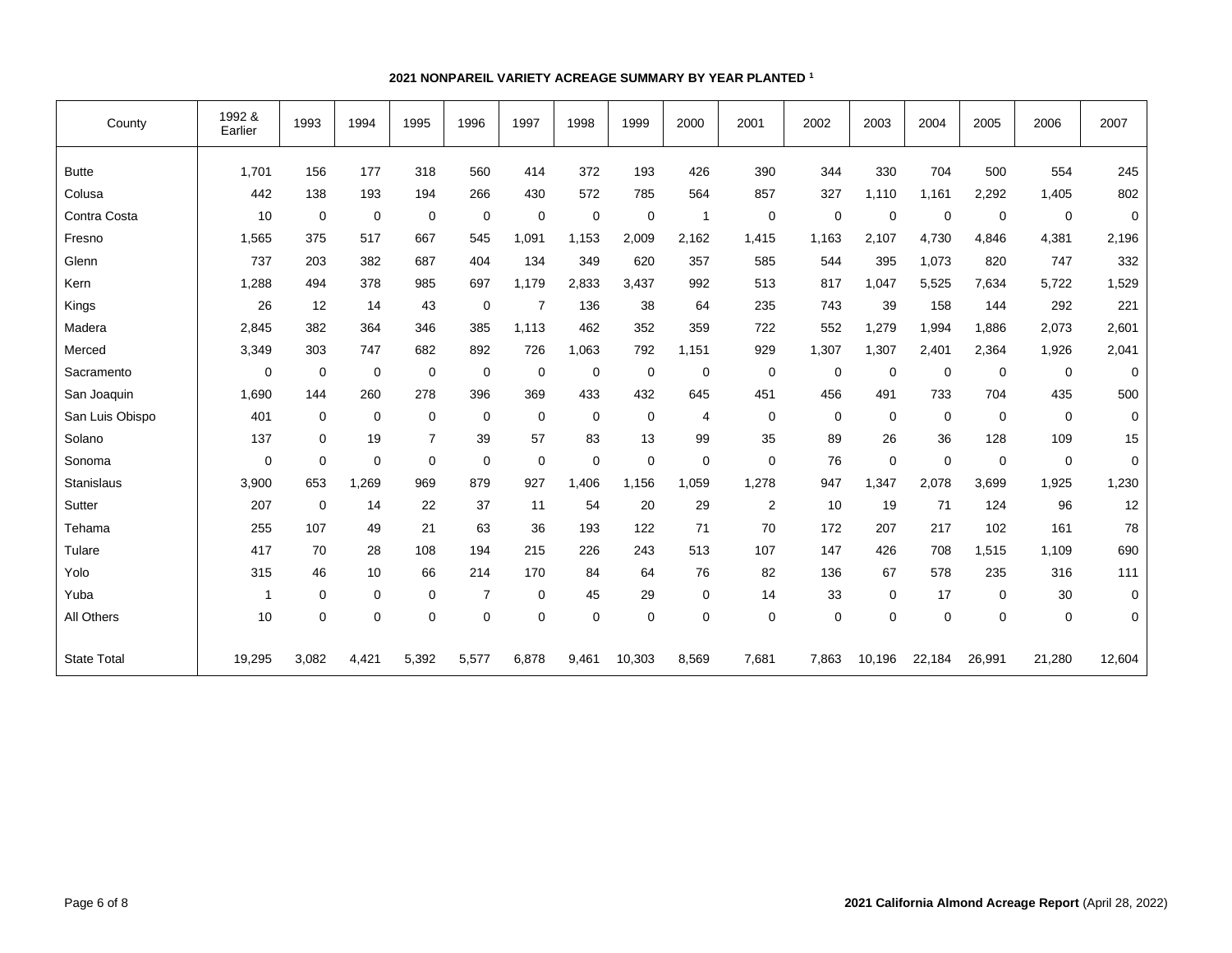**2021 NONPAREIL VARIETY ACREAGE SUMMARY BY YEAR PLANTED [1]**

| County | 1992 & Earlier | 1993 | 1994 | 1995 | 1996 | 1997 | 1998 | 1999 | 2000 | 2001 | 2002 | 2003 | 2004 | 2005 | 2006 | 2007 |
|---|---|---|---|---|---|---|---|---|---|---|---|---|---|---|---|---|
| Butte | 1,701 | 156 | 177 | 318 | 560 | 414 | 372 | 193 | 426 | 390 | 344 | 330 | 704 | 500 | 554 | 245 |
| Colusa | 442 | 138 | 193 | 194 | 266 | 430 | 572 | 785 | 564 | 857 | 327 | 1,110 | 1,161 | 2,292 | 1,405 | 802 |
| Contra Costa | 10 | 0 | 0 | 0 | 0 | 0 | 0 | 0 | 1 | 0 | 0 | 0 | 0 | 0 | 0 | 0 |
| Fresno | 1,565 | 375 | 517 | 667 | 545 | 1,091 | 1,153 | 2,009 | 2,162 | 1,415 | 1,163 | 2,107 | 4,730 | 4,846 | 4,381 | 2,196 |
| Glenn | 737 | 203 | 382 | 687 | 404 | 134 | 349 | 620 | 357 | 585 | 544 | 395 | 1,073 | 820 | 747 | 332 |
| Kern | 1,288 | 494 | 378 | 985 | 697 | 1,179 | 2,833 | 3,437 | 992 | 513 | 817 | 1,047 | 5,525 | 7,634 | 5,722 | 1,529 |
| Kings | 26 | 12 | 14 | 43 | 0 | 7 | 136 | 38 | 64 | 235 | 743 | 39 | 158 | 144 | 292 | 221 |
| Madera | 2,845 | 382 | 364 | 346 | 385 | 1,113 | 462 | 352 | 359 | 722 | 552 | 1,279 | 1,994 | 1,886 | 2,073 | 2,601 |
| Merced | 3,349 | 303 | 747 | 682 | 892 | 726 | 1,063 | 792 | 1,151 | 929 | 1,307 | 1,307 | 2,401 | 2,364 | 1,926 | 2,041 |
| Sacramento | 0 | 0 | 0 | 0 | 0 | 0 | 0 | 0 | 0 | 0 | 0 | 0 | 0 | 0 | 0 | 0 |
| San Joaquin | 1,690 | 144 | 260 | 278 | 396 | 369 | 433 | 432 | 645 | 451 | 456 | 491 | 733 | 704 | 435 | 500 |
| San Luis Obispo | 401 | 0 | 0 | 0 | 0 | 0 | 0 | 0 | 4 | 0 | 0 | 0 | 0 | 0 | 0 | 0 |
| Solano | 137 | 0 | 19 | 7 | 39 | 57 | 83 | 13 | 99 | 35 | 89 | 26 | 36 | 128 | 109 | 15 |
| Sonoma | 0 | 0 | 0 | 0 | 0 | 0 | 0 | 0 | 0 | 0 | 76 | 0 | 0 | 0 | 0 | 0 |
| Stanislaus | 3,900 | 653 | 1,269 | 969 | 879 | 927 | 1,406 | 1,156 | 1,059 | 1,278 | 947 | 1,347 | 2,078 | 3,699 | 1,925 | 1,230 |
| Sutter | 207 | 0 | 14 | 22 | 37 | 11 | 54 | 20 | 29 | 2 | 10 | 19 | 71 | 124 | 96 | 12 |
| Tehama | 255 | 107 | 49 | 21 | 63 | 36 | 193 | 122 | 71 | 70 | 172 | 207 | 217 | 102 | 161 | 78 |
| Tulare | 417 | 70 | 28 | 108 | 194 | 215 | 226 | 243 | 513 | 107 | 147 | 426 | 708 | 1,515 | 1,109 | 690 |
| Yolo | 315 | 46 | 10 | 66 | 214 | 170 | 84 | 64 | 76 | 82 | 136 | 67 | 578 | 235 | 316 | 111 |
| Yuba | 1 | 0 | 0 | 0 | 7 | 0 | 45 | 29 | 0 | 14 | 33 | 0 | 17 | 0 | 30 | 0 |
| All Others | 10 | 0 | 0 | 0 | 0 | 0 | 0 | 0 | 0 | 0 | 0 | 0 | 0 | 0 | 0 | 0 |
| State Total | 19,295 | 3,082 | 4,421 | 5,392 | 5,577 | 6,878 | 9,461 | 10,303 | 8,569 | 7,681 | 7,863 | 10,196 | 22,184 | 26,991 | 21,280 | 12,604 |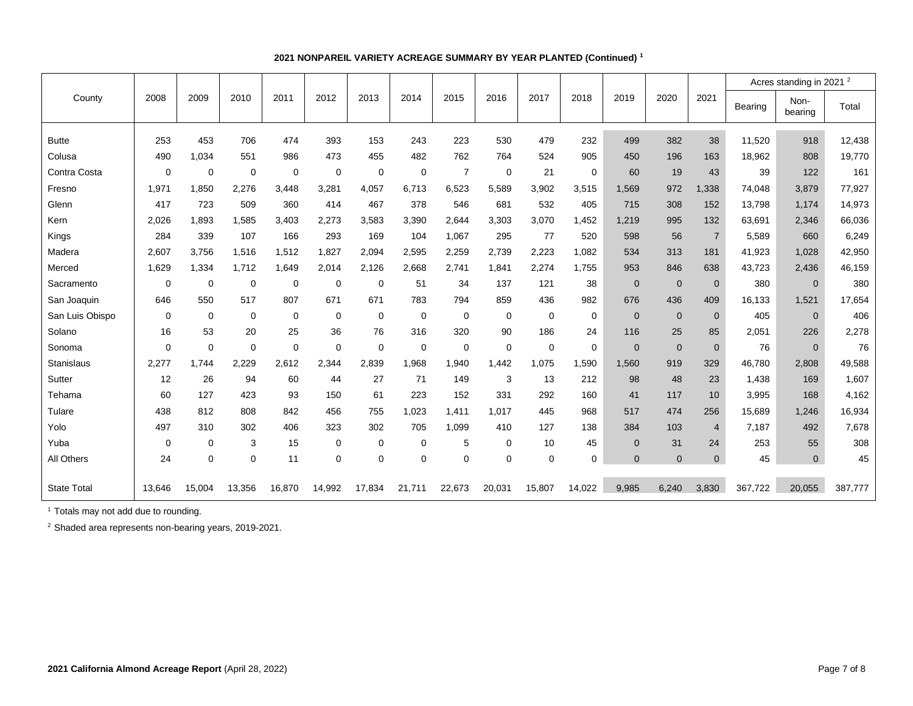**2021 NONPAREIL VARIETY ACREAGE SUMMARY BY YEAR PLANTED (Continued) [1]**

| County | 2008 | 2009 | 2010 | 2011 | 2012 | 2013 | 2014 | 2015 | 2016 | 2017 | 2018 | 2019 | 2020 | 2021 | Acres standing in 2021 [2] | | |
|---|---|---|---|---|---|---|---|---|---|---|---|---|---|---|---|---|---|
| | | | | | | | | | | | | | | | Bearing | Non-bearing | Total |
| Butte | 253 | 453 | 706 | 474 | 393 | 153 | 243 | 223 | 530 | 479 | 232 | 499 | 382 | 38 | 11,520 | 918 | 12,438 |
| Colusa | 490 | 1,034 | 551 | 986 | 473 | 455 | 482 | 762 | 764 | 524 | 905 | 450 | 196 | 163 | 18,962 | 808 | 19,770 |
| Contra Costa | 0 | 0 | 0 | 0 | 0 | 0 | 0 | 7 | 0 | 21 | 0 | 60 | 19 | 43 | 39 | 122 | 161 |
| Fresno | 1,971 | 1,850 | 2,276 | 3,448 | 3,281 | 4,057 | 6,713 | 6,523 | 5,589 | 3,902 | 3,515 | 1,569 | 972 | 1,338 | 74,048 | 3,879 | 77,927 |
| Glenn | 417 | 723 | 509 | 360 | 414 | 467 | 378 | 546 | 681 | 532 | 405 | 715 | 308 | 152 | 13,798 | 1,174 | 14,973 |
| Kern | 2,026 | 1,893 | 1,585 | 3,403 | 2,273 | 3,583 | 3,390 | 2,644 | 3,303 | 3,070 | 1,452 | 1,219 | 995 | 132 | 63,691 | 2,346 | 66,036 |
| Kings | 284 | 339 | 107 | 166 | 293 | 169 | 104 | 1,067 | 295 | 77 | 520 | 598 | 56 | 7 | 5,589 | 660 | 6,249 |
| Madera | 2,607 | 3,756 | 1,516 | 1,512 | 1,827 | 2,094 | 2,595 | 2,259 | 2,739 | 2,223 | 1,082 | 534 | 313 | 181 | 41,923 | 1,028 | 42,950 |
| Merced | 1,629 | 1,334 | 1,712 | 1,649 | 2,014 | 2,126 | 2,668 | 2,741 | 1,841 | 2,274 | 1,755 | 953 | 846 | 638 | 43,723 | 2,436 | 46,159 |
| Sacramento | 0 | 0 | 0 | 0 | 0 | 0 | 51 | 34 | 137 | 121 | 38 | 0 | 0 | 0 | 380 | 0 | 380 |
| San Joaquin | 646 | 550 | 517 | 807 | 671 | 671 | 783 | 794 | 859 | 436 | 982 | 676 | 436 | 409 | 16,133 | 1,521 | 17,654 |
| San Luis Obispo | 0 | 0 | 0 | 0 | 0 | 0 | 0 | 0 | 0 | 0 | 0 | 0 | 0 | 0 | 405 | 0 | 406 |
| Solano | 16 | 53 | 20 | 25 | 36 | 76 | 316 | 320 | 90 | 186 | 24 | 116 | 25 | 85 | 2,051 | 226 | 2,278 |
| Sonoma | 0 | 0 | 0 | 0 | 0 | 0 | 0 | 0 | 0 | 0 | 0 | 0 | 0 | 0 | 76 | 0 | 76 |
| Stanislaus | 2,277 | 1,744 | 2,229 | 2,612 | 2,344 | 2,839 | 1,968 | 1,940 | 1,442 | 1,075 | 1,590 | 1,560 | 919 | 329 | 46,780 | 2,808 | 49,588 |
| Sutter | 12 | 26 | 94 | 60 | 44 | 27 | 71 | 149 | 3 | 13 | 212 | 98 | 48 | 23 | 1,438 | 169 | 1,607 |
| Tehama | 60 | 127 | 423 | 93 | 150 | 61 | 223 | 152 | 331 | 292 | 160 | 41 | 117 | 10 | 3,995 | 168 | 4,162 |
| Tulare | 438 | 812 | 808 | 842 | 456 | 755 | 1,023 | 1,411 | 1,017 | 445 | 968 | 517 | 474 | 256 | 15,689 | 1,246 | 16,934 |
| Yolo | 497 | 310 | 302 | 406 | 323 | 302 | 705 | 1,099 | 410 | 127 | 138 | 384 | 103 | 4 | 7,187 | 492 | 7,678 |
| Yuba | 0 | 0 | 3 | 15 | 0 | 0 | 0 | 5 | 0 | 10 | 45 | 0 | 31 | 24 | 253 | 55 | 308 |
| All Others | 24 | 0 | 0 | 11 | 0 | 0 | 0 | 0 | 0 | 0 | 0 | 0 | 0 | 0 | 45 | 0 | 45 |
| State Total | 13,646 | 15,004 | 13,356 | 16,870 | 14,992 | 17,834 | 21,711 | 22,673 | 20,031 | 15,807 | 14,022 | 9,985 | 6,240 | 3,830 | 367,722 | 20,055 | 387,777 |

[1] Totals may not add due to rounding.

[2] Shaded area represents non-bearing years, 2019-2021.

**2021 California Almond Acreage Report** (April 28, 2022)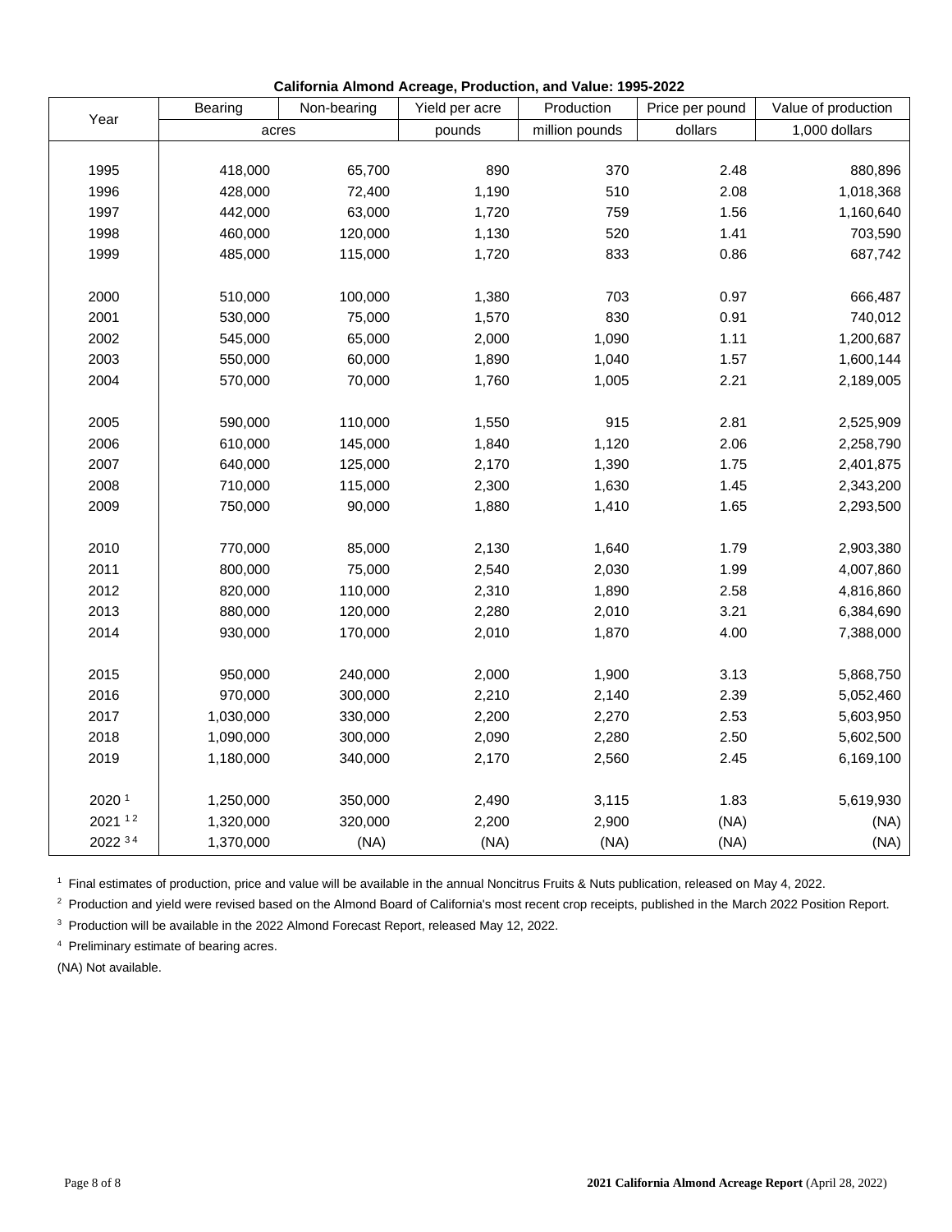**California Almond Acreage, Production, and Value: 1995-2022**

| Year | Bearing | Non-bearing | Yield per acre | Production | Price per pound | Value of production |
|---|---|---|---|---|---|---|
| | acres | | pounds | million pounds | dollars | 1,000 dollars |
| 1995 | 418,000 | 65,700 | 890 | 370 | 2.48 | 880,896 |
| 1996 | 428,000 | 72,400 | 1,190 | 510 | 2.08 | 1,018,368 |
| 1997 | 442,000 | 63,000 | 1,720 | 759 | 1.56 | 1,160,640 |
| 1998 | 460,000 | 120,000 | 1,130 | 520 | 1.41 | 703,590 |
| 1999 | 485,000 | 115,000 | 1,720 | 833 | 0.86 | 687,742 |
| 2000 | 510,000 | 100,000 | 1,380 | 703 | 0.97 | 666,487 |
| 2001 | 530,000 | 75,000 | 1,570 | 830 | 0.91 | 740,012 |
| 2002 | 545,000 | 65,000 | 2,000 | 1,090 | 1.11 | 1,200,687 |
| 2003 | 550,000 | 60,000 | 1,890 | 1,040 | 1.57 | 1,600,144 |
| 2004 | 570,000 | 70,000 | 1,760 | 1,005 | 2.21 | 2,189,005 |
| 2005 | 590,000 | 110,000 | 1,550 | 915 | 2.81 | 2,525,909 |
| 2006 | 610,000 | 145,000 | 1,840 | 1,120 | 2.06 | 2,258,790 |
| 2007 | 640,000 | 125,000 | 2,170 | 1,390 | 1.75 | 2,401,875 |
| 2008 | 710,000 | 115,000 | 2,300 | 1,630 | 1.45 | 2,343,200 |
| 2009 | 750,000 | 90,000 | 1,880 | 1,410 | 1.65 | 2,293,500 |
| 2010 | 770,000 | 85,000 | 2,130 | 1,640 | 1.79 | 2,903,380 |
| 2011 | 800,000 | 75,000 | 2,540 | 2,030 | 1.99 | 4,007,860 |
| 2012 | 820,000 | 110,000 | 2,310 | 1,890 | 2.58 | 4,816,860 |
| 2013 | 880,000 | 120,000 | 2,280 | 2,010 | 3.21 | 6,384,690 |
| 2014 | 930,000 | 170,000 | 2,010 | 1,870 | 4.00 | 7,388,000 |
| 2015 | 950,000 | 240,000 | 2,000 | 1,900 | 3.13 | 5,868,750 |
| 2016 | 970,000 | 300,000 | 2,210 | 2,140 | 2.39 | 5,052,460 |
| 2017 | 1,030,000 | 330,000 | 2,200 | 2,270 | 2.53 | 5,603,950 |
| 2018 | 1,090,000 | 300,000 | 2,090 | 2,280 | 2.50 | 5,602,500 |
| 2019 | 1,180,000 | 340,000 | 2,170 | 2,560 | 2.45 | 6,169,100 |
| 2020 [1] | 1,250,000 | 350,000 | 2,490 | 3,115 | 1.83 | 5,619,930 |
| 2021 [1,2] | 1,320,000 | 320,000 | 2,200 | 2,900 | (NA) | (NA) |
| 2022 [3,4] | 1,370,000 | (NA) | (NA) | (NA) | (NA) | (NA) |

[1] Final estimates of production, price and value will be available in the annual Noncitrus Fruits & Nuts publication, released on May 4, 2022.

[2] Production and yield were revised based on the Almond Board of California's most recent crop receipts, published in the March 2022 Position Report.

[3] Production will be available in the 2022 Almond Forecast Report, released May 12, 2022.

[4] Preliminary estimate of bearing acres.

(NA) Not available.